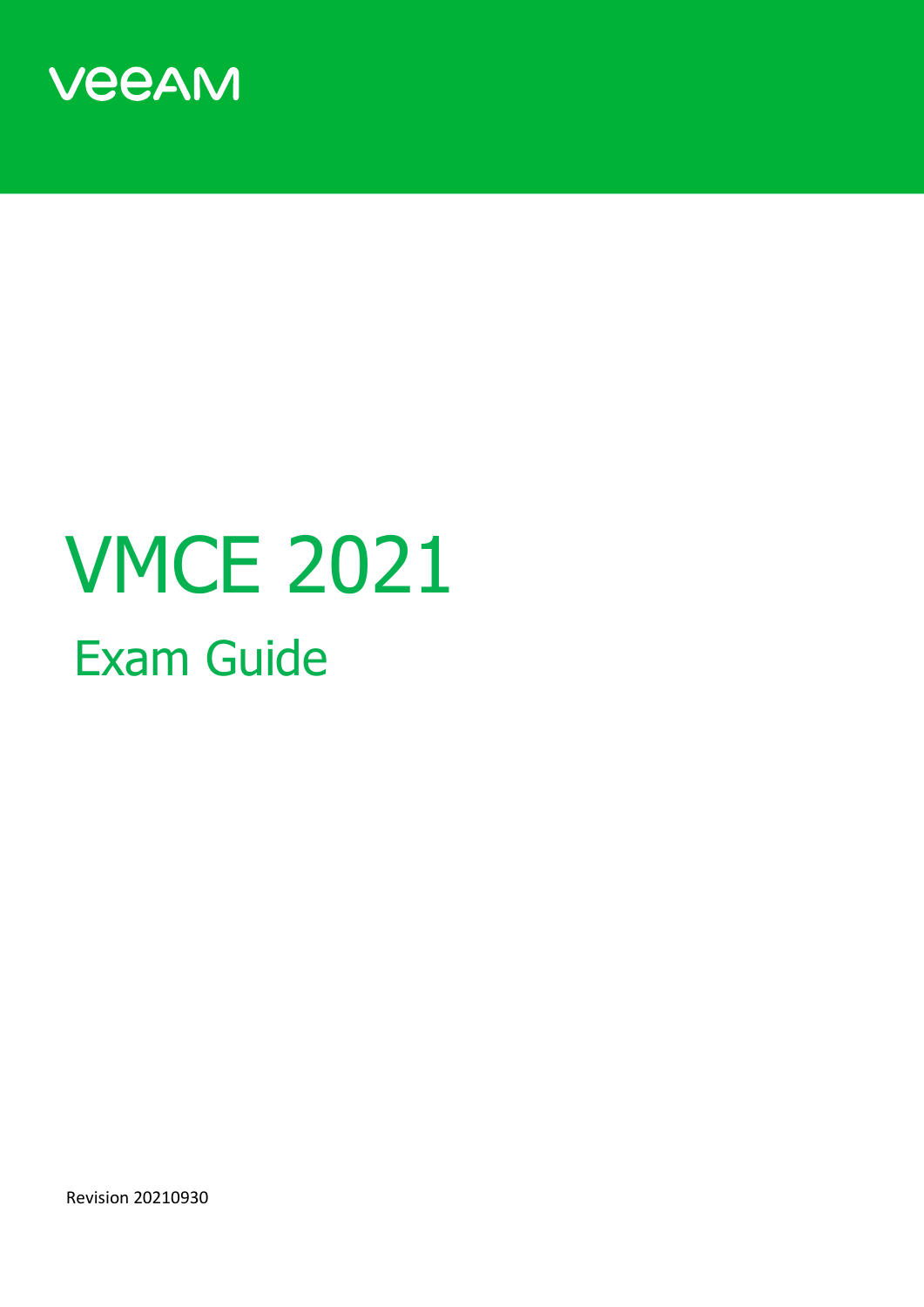VEEAM

# VMCE 2021

## Exam Guide

Revision 20210930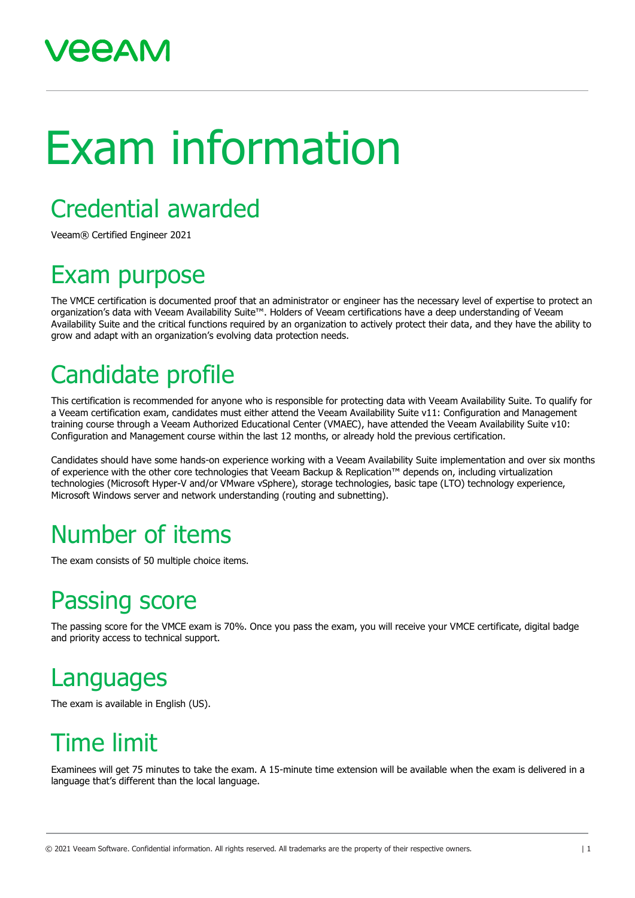# Exam information

## Credential awarded

Veeam® Certified Engineer 2021

## Exam purpose

The VMCE certification is documented proof that an administrator or engineer has the necessary level of expertise to protect an organization's data with Veeam Availability Suite™. Holders of Veeam certifications have a deep understanding of Veeam Availability Suite and the critical functions required by an organization to actively protect their data, and they have the ability to grow and adapt with an organization's evolving data protection needs.

## Candidate profile

This certification is recommended for anyone who is responsible for protecting data with Veeam Availability Suite. To qualify for a Veeam certification exam, candidates must either attend the Veeam Availability Suite v11: Configuration and Management training course through a Veeam Authorized Educational Center (VMAEC), have attended the Veeam Availability Suite v10: Configuration and Management course within the last 12 months, or already hold the previous certification.

Candidates should have some hands-on experience working with a Veeam Availability Suite implementation and over six months of experience with the other core technologies that Veeam Backup & Replication™ depends on, including virtualization technologies (Microsoft Hyper-V and/or VMware vSphere), storage technologies, basic tape (LTO) technology experience, Microsoft Windows server and network understanding (routing and subnetting).

## Number of items

The exam consists of 50 multiple choice items.

## Passing score

The passing score for the VMCE exam is 70%. Once you pass the exam, you will receive your VMCE certificate, digital badge and priority access to technical support.

## Languages

The exam is available in English (US).

## Time limit

Examinees will get 75 minutes to take the exam. A 15-minute time extension will be available when the exam is delivered in a language that's different than the local language.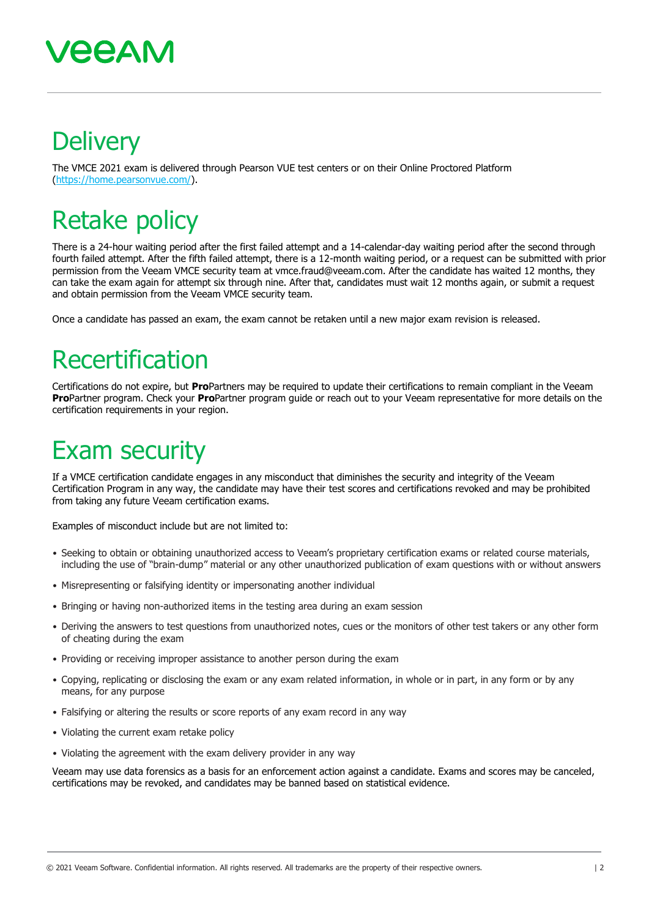# Delivery

The VMCE 2021 exam is delivered through Pearson VUE test centers or on their Online Proctored Platform (https://home.pearsonvue.com/).

# Retake policy

There is a 24-hour waiting period after the first failed attempt and a 14-calendar-day waiting period after the second through fourth failed attempt. After the fifth failed attempt, there is a 12-month waiting period, or a request can be submitted with prior permission from the Veeam VMCE security team at vmce.fraud@veeam.com. After the candidate has waited 12 months, they can take the exam again for attempt six through nine. After that, candidates must wait 12 months again, or submit a request and obtain permission from the Veeam VMCE security team.

Once a candidate has passed an exam, the exam cannot be retaken until a new major exam revision is released.

# Recertification

Certifications do not expire, but **Pro**Partners may be required to update their certifications to remain compliant in the Veeam **Pro**Partner program. Check your **Pro**Partner program guide or reach out to your Veeam representative for more details on the certification requirements in your region.

# Exam security

If a VMCE certification candidate engages in any misconduct that diminishes the security and integrity of the Veeam Certification Program in any way, the candidate may have their test scores and certifications revoked and may be prohibited from taking any future Veeam certification exams.

Examples of misconduct include but are not limited to:

- Seeking to obtain or obtaining unauthorized access to Veeam's proprietary certification exams or related course materials, including the use of "brain-dump" material or any other unauthorized publication of exam questions with or without answers
- Misrepresenting or falsifying identity or impersonating another individual
- Bringing or having non-authorized items in the testing area during an exam session
- Deriving the answers to test questions from unauthorized notes, cues or the monitors of other test takers or any other form of cheating during the exam
- Providing or receiving improper assistance to another person during the exam
- Copying, replicating or disclosing the exam or any exam related information, in whole or in part, in any form or by any means, for any purpose
- Falsifying or altering the results or score reports of any exam record in any way
- Violating the current exam retake policy
- Violating the agreement with the exam delivery provider in any way

Veeam may use data forensics as a basis for an enforcement action against a candidate. Exams and scores may be canceled, certifications may be revoked, and candidates may be banned based on statistical evidence.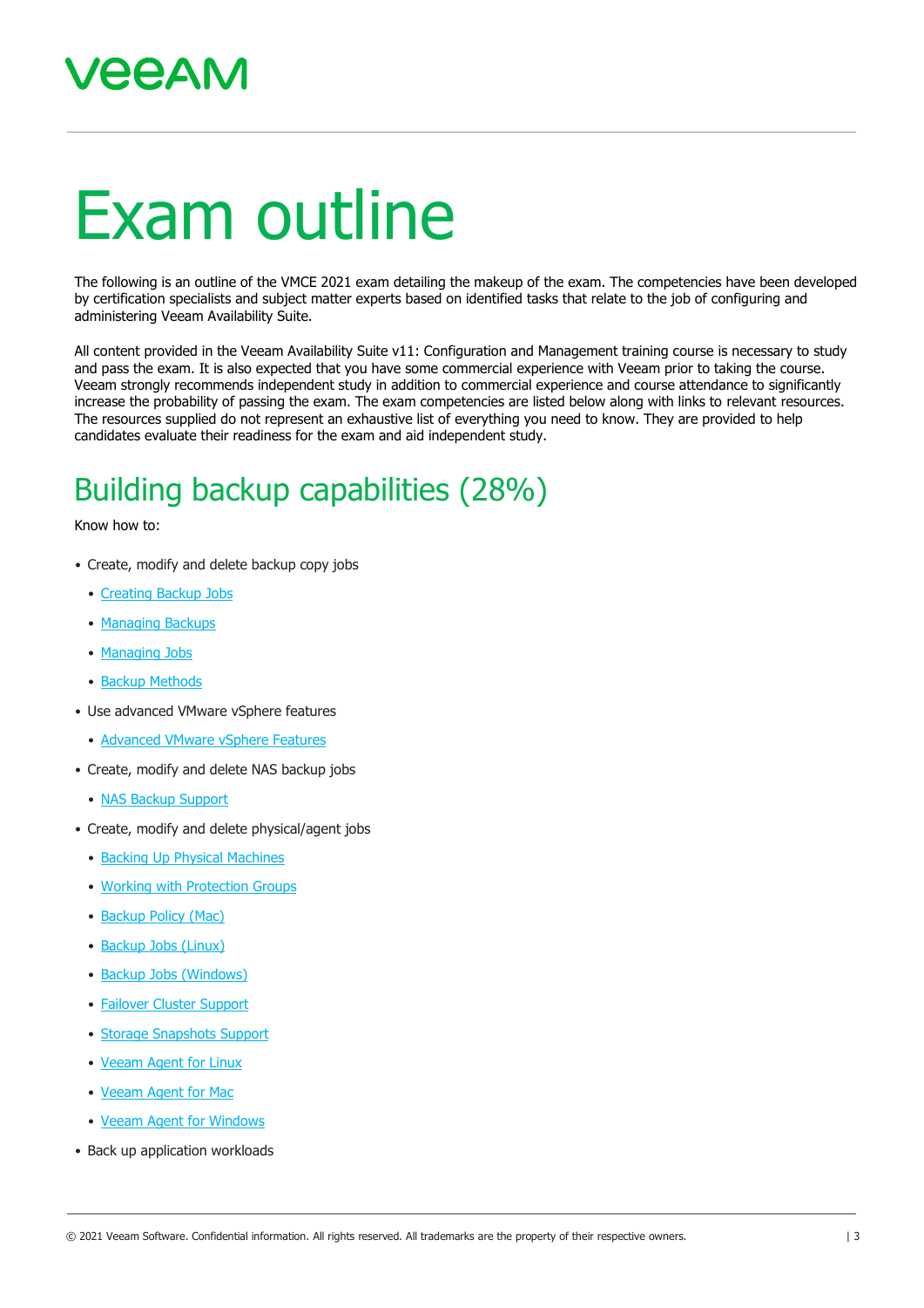# Exam outline

The following is an outline of the VMCE 2021 exam detailing the makeup of the exam. The competencies have been developed by certification specialists and subject matter experts based on identified tasks that relate to the job of configuring and administering Veeam Availability Suite.

All content provided in the Veeam Availability Suite v11: Configuration and Management training course is necessary to study and pass the exam. It is also expected that you have some commercial experience with Veeam prior to taking the course. Veeam strongly recommends independent study in addition to commercial experience and course attendance to significantly increase the probability of passing the exam. The exam competencies are listed below along with links to relevant resources. The resources supplied do not represent an exhaustive list of everything you need to know. They are provided to help candidates evaluate their readiness for the exam and aid independent study.

## Building backup capabilities (28%)

Know how to:

- Create, modify and delete backup copy jobs
  - Creating Backup Jobs
  - Managing Backups
  - Managing Jobs
  - Backup Methods
- Use advanced VMware vSphere features
  - Advanced VMware vSphere Features
- Create, modify and delete NAS backup jobs
  - NAS Backup Support
- Create, modify and delete physical/agent jobs
  - Backing Up Physical Machines
  - Working with Protection Groups
  - Backup Policy (Mac)
  - Backup Jobs (Linux)
  - Backup Jobs (Windows)
  - Failover Cluster Support
  - Storage Snapshots Support
  - Veeam Agent for Linux
  - Veeam Agent for Mac
  - Veeam Agent for Windows
- Back up application workloads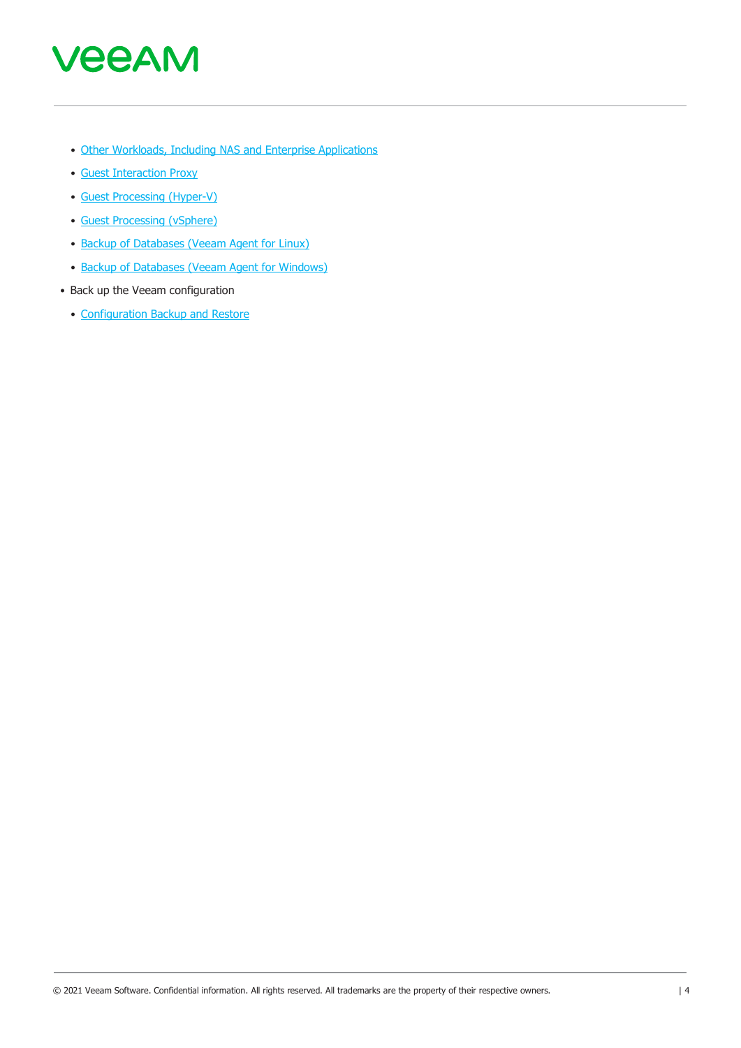- Other Workloads, Including NAS and Enterprise Applications
    - Guest Interaction Proxy
    - Guest Processing (Hyper-V)
    - Guest Processing (vSphere)
    - Backup of Databases (Veeam Agent for Linux)
    - Backup of Databases (Veeam Agent for Windows)
- Back up the Veeam configuration
    - Configuration Backup and Restore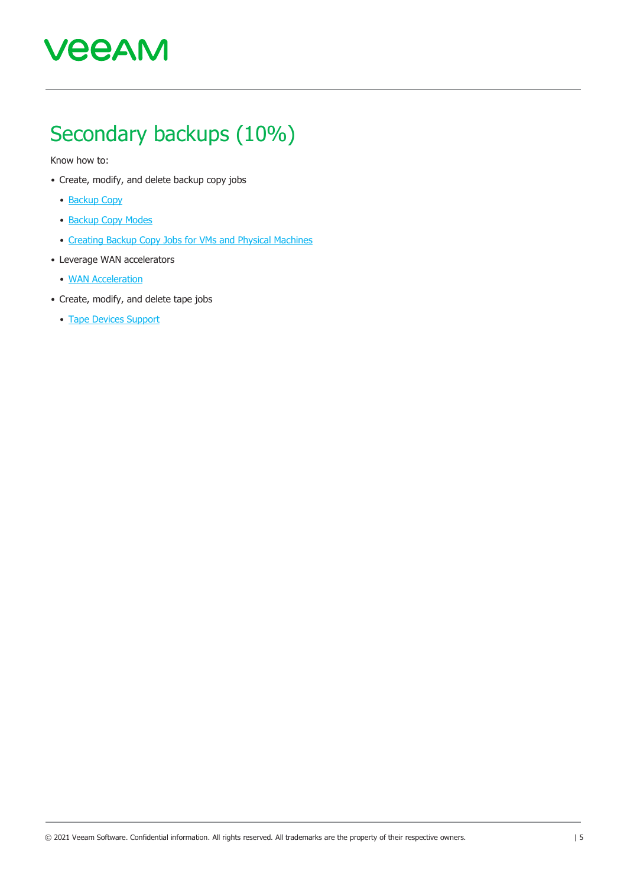# Secondary backups (10%)

Know how to:

- Create, modify, and delete backup copy jobs
  - Backup Copy
  - Backup Copy Modes
  - Creating Backup Copy Jobs for VMs and Physical Machines
- Leverage WAN accelerators
  - WAN Acceleration
- Create, modify, and delete tape jobs
  - Tape Devices Support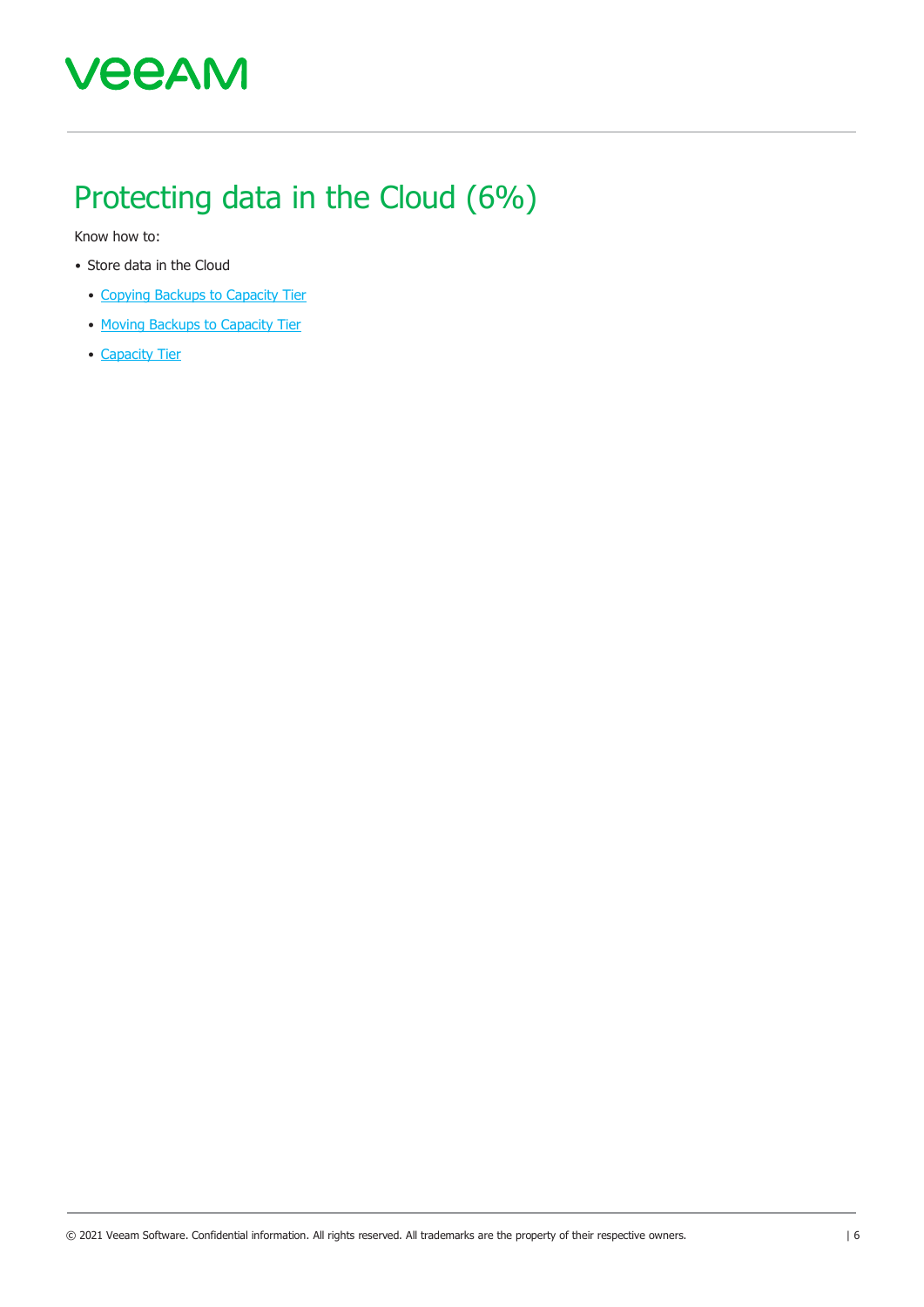# Protecting data in the Cloud (6%)

Know how to:

- Store data in the Cloud
  - Copying Backups to Capacity Tier
  - Moving Backups to Capacity Tier
  - Capacity Tier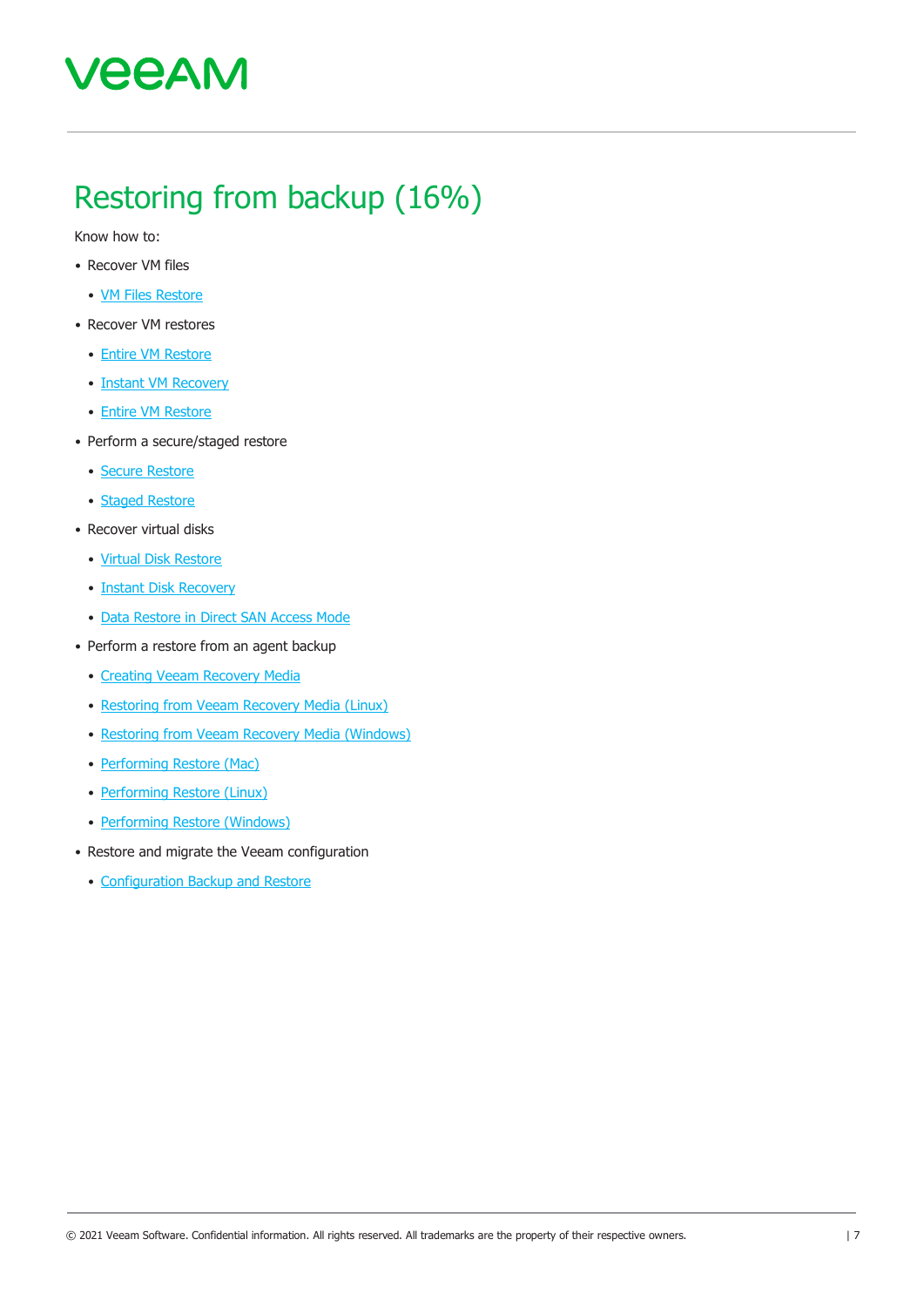# Restoring from backup (16%)

Know how to:

- Recover VM files
  - VM Files Restore
- Recover VM restores
  - Entire VM Restore
  - Instant VM Recovery
  - Entire VM Restore
- Perform a secure/staged restore
  - Secure Restore
  - Staged Restore
- Recover virtual disks
  - Virtual Disk Restore
  - Instant Disk Recovery
  - Data Restore in Direct SAN Access Mode
- Perform a restore from an agent backup
  - Creating Veeam Recovery Media
  - Restoring from Veeam Recovery Media (Linux)
  - Restoring from Veeam Recovery Media (Windows)
  - Performing Restore (Mac)
  - Performing Restore (Linux)
  - Performing Restore (Windows)
- Restore and migrate the Veeam configuration
  - Configuration Backup and Restore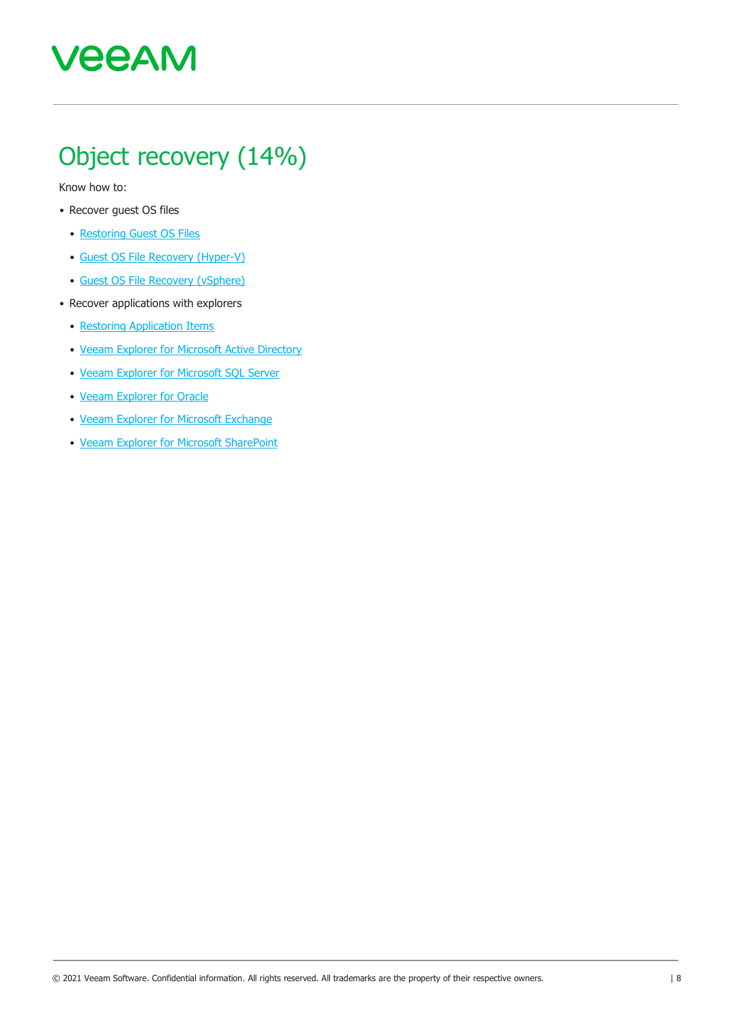# Object recovery (14%)

Know how to:

- Recover guest OS files
  - Restoring Guest OS Files
  - Guest OS File Recovery (Hyper-V)
  - Guest OS File Recovery (vSphere)
- Recover applications with explorers
  - Restoring Application Items
  - Veeam Explorer for Microsoft Active Directory
  - Veeam Explorer for Microsoft SQL Server
  - Veeam Explorer for Oracle
  - Veeam Explorer for Microsoft Exchange
  - Veeam Explorer for Microsoft SharePoint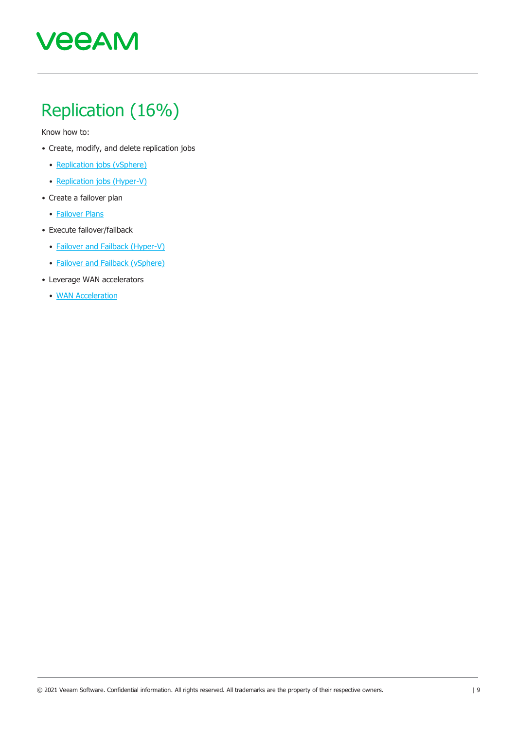# Replication (16%)

Know how to:

- Create, modify, and delete replication jobs
  - Replication jobs (vSphere)
  - Replication jobs (Hyper-V)
- Create a failover plan
  - Failover Plans
- Execute failover/failback
  - Failover and Failback (Hyper-V)
  - Failover and Failback (vSphere)
- Leverage WAN accelerators
  - WAN Acceleration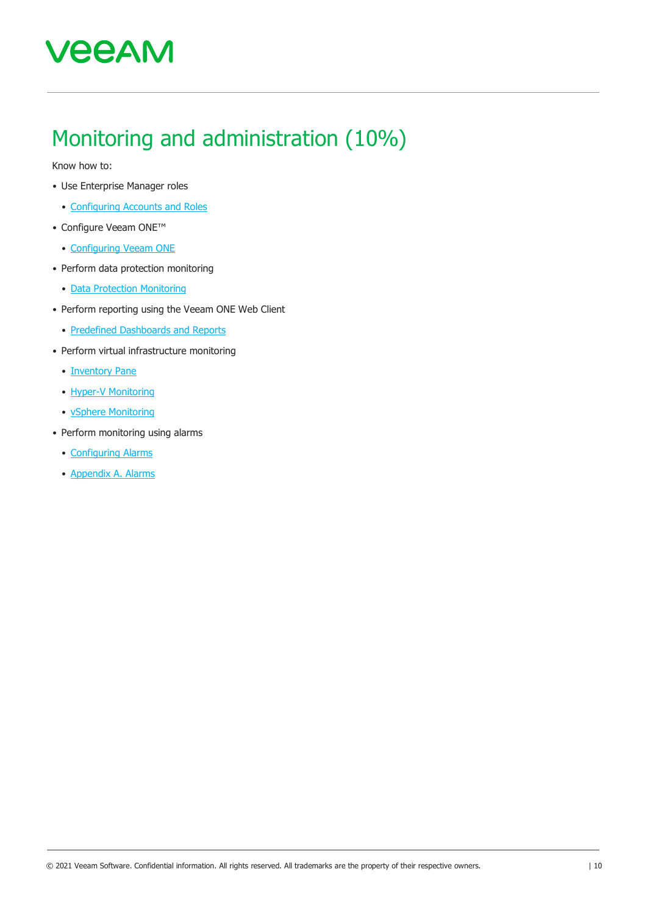# Monitoring and administration (10%)

Know how to:

- Use Enterprise Manager roles
  - Configuring Accounts and Roles
- Configure Veeam ONE™
  - Configuring Veeam ONE
- Perform data protection monitoring
  - Data Protection Monitoring
- Perform reporting using the Veeam ONE Web Client
  - Predefined Dashboards and Reports
- Perform virtual infrastructure monitoring
  - Inventory Pane
  - Hyper-V Monitoring
  - vSphere Monitoring
- Perform monitoring using alarms
  - Configuring Alarms
  - Appendix A. Alarms